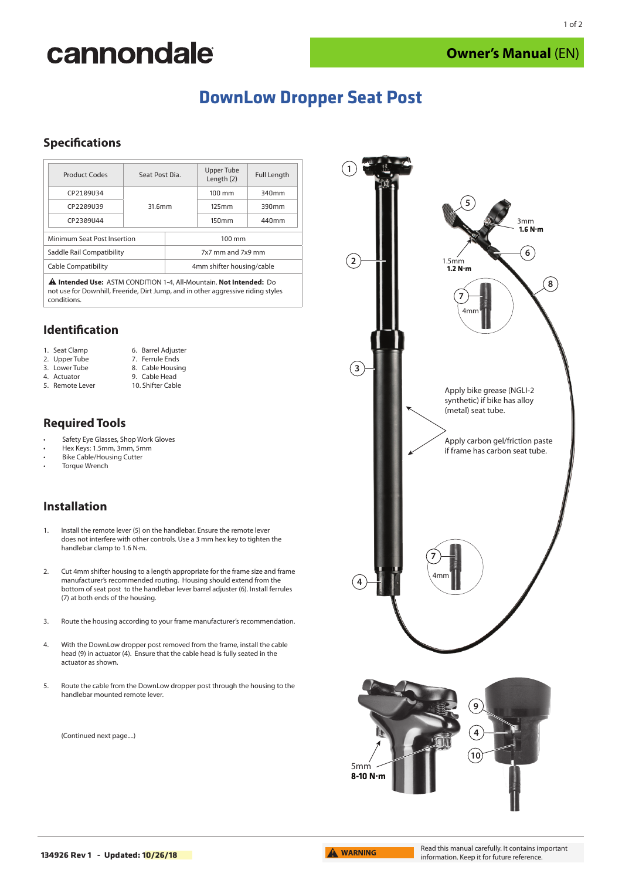cannondale

**Owner's Manual** (EN)

# DownLow Dropper Seat Post

## Specifications

| Product Codes | Seat Post Dia. | Upper Tube Length (2) | Full Length |
|---|---|---|---|
| CP2109U34 | 31.6mm | 100 mm | 340mm |
| CP2209U39 | | 125mm | 390mm |
| CP2309U44 | | 150mm | 440mm |

| | |
|---|---|
| Minimum Seat Post Insertion | 100 mm |
| Saddle Rail Compatibility | 7x7 mm and 7x9 mm |
| Cable Compatibility | 4mm shifter housing/cable |

⚠ **Intended Use:** ASTM CONDITION 1-4, All-Mountain. **Not Intended:** Do not use for Downhill, Freeride, Dirt Jump, and in other aggressive riding styles conditions.

## Identification

1. Seat Clamp
2. Upper Tube
3. Lower Tube
4. Actuator
5. Remote Lever
6. Barrel Adjuster
7. Ferrule Ends
8. Cable Housing
9. Cable Head
10. Shifter Cable

## Required Tools

- Safety Eye Glasses, Shop Work Gloves
- Hex Keys: 1.5mm, 3mm, 5mm
- Bike Cable/Housing Cutter
- Torque Wrench

## Installation

1. Install the remote lever (5) on the handlebar. Ensure the remote lever does not interfere with other controls. Use a 3 mm hex key to tighten the handlebar clamp to 1.6 N·m.

2. Cut 4mm shifter housing to a length appropriate for the frame size and frame manufacturer's recommended routing. Housing should extend from the bottom of seat post to the handlebar lever barrel adjuster (6). Install ferrules (7) at both ends of the housing.

3. Route the housing according to your frame manufacturer's recommendation.

4. With the DownLow dropper post removed from the frame, install the cable head (9) in actuator (4). Ensure that the cable head is fully seated in the actuator as shown.

5. Route the cable from the DownLow dropper post through the housing to the handlebar mounted remote lever.

(Continued next page....)

3mm **1.6 N·m**

1.5mm **1.2 N·m**

4mm

Apply bike grease (NGLI-2 synthetic) if bike has alloy (metal) seat tube.

Apply carbon gel/friction paste if frame has carbon seat tube.

5mm **8-10 N·m**

134926 Rev 1 - Updated: 10/26/18

⚠ WARNING — Read this manual carefully. It contains important information. Keep it for future reference.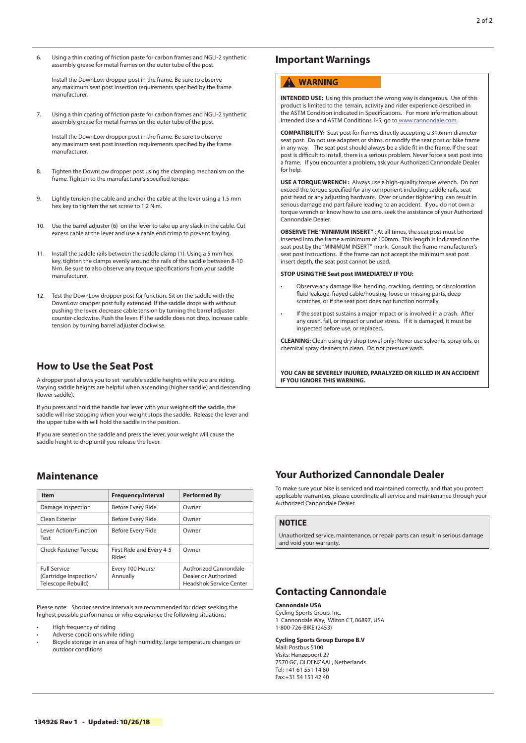6. Using a thin coating of friction paste for carbon frames and NGLI-2 synthetic assembly grease for metal frames on the outer tube of the post.

   Install the DownLow dropper post in the frame. Be sure to observe any maximum seat post insertion requirements specified by the frame manufacturer.

7. Using a thin coating of friction paste for carbon frames and NGLI-2 synthetic assembly grease for metal frames on the outer tube of the post.

   Install the DownLow dropper post in the frame. Be sure to observe any maximum seat post insertion requirements specified by the frame manufacturer.

8. Tighten the DownLow dropper post using the clamping mechanism on the frame. Tighten to the manufacturer's specified torque.

9. Lightly tension the cable and anchor the cable at the lever using a 1.5 mm hex key to tighten the set screw to 1.2 N·m.

10. Use the barrel adjuster (6) on the lever to take up any slack in the cable. Cut excess cable at the lever and use a cable end crimp to prevent fraying.

11. Install the saddle rails between the saddle clamp (1). Using a 5 mm hex key, tighten the clamps evenly around the rails of the saddle between 8-10 N·m. Be sure to also observe any torque specifications from your saddle manufacturer.

12. Test the DownLow dropper post for function. Sit on the saddle with the DownLow dropper post fully extended. If the saddle drops with without pushing the lever, decrease cable tension by turning the barrel adjuster counter-clockwise. Push the lever. If the saddle does not drop, increase cable tension by turning barrel adjuster clockwise.

## How to Use the Seat Post

A dropper post allows you to set variable saddle heights while you are riding. Varying saddle heights are helpful when ascending (higher saddle) and descending (lower saddle).

If you press and hold the handle bar lever with your weight off the saddle, the saddle will rise stopping when your weight stops the saddle. Release the lever and the upper tube with will hold the saddle in the position.

If you are seated on the saddle and press the lever, your weight will cause the saddle height to drop until you release the lever.

## Maintenance

| Item | Frequency/Interval | Performed By |
|---|---|---|
| Damage Inspection | Before Every Ride | Owner |
| Clean Exterior | Before Every Ride | Owner |
| Lever Action/Function Test | Before Every Ride | Owner |
| Check Fastener Torque | First Ride and Every 4-5 Rides | Owner |
| Full Service (Cartridge Inspection/ Telescope Rebuild) | Every 100 Hours/ Annually | Authorized Cannondale Dealer or Authorized Headshok Service Center |

Please note: Shorter service intervals are recommended for riders seeking the highest possible performance or who experience the following situations:

- High frequency of riding
- Adverse conditions while riding
- Bicycle storage in an area of high humidity, large temperature changes or outdoor conditions

## Important Warnings

**WARNING**

**INTENDED USE:** Using this product the wrong way is dangerous. Use of this product is limited to the terrain, activity and rider experience described in the ASTM Condition indicated in Specifications. For more information about Intended Use and ASTM Conditions 1-5, go to www.cannondale.com.

**COMPATIBILITY:** Seat post for frames directly accepting a 31.6mm diameter seat post. Do not use adapters or shims, or modify the seat post or bike frame in any way. The seat post should always be a slide fit in the frame. If the seat post is difficult to install, there is a serious problem. Never force a seat post into a frame. If you encounter a problem, ask your Authorized Cannondale Dealer for help.

**USE A TORQUE WRENCH :** Always use a high-quality torque wrench. Do not exceed the torque specified for any component including saddle rails, seat post head or any adjusting hardware. Over or under tightening can result in serious damage and part failure leading to an accident. If you do not own a torque wrench or know how to use one, seek the assistance of your Authorized Cannondale Dealer.

**OBSERVE THE "MINIMUM INSERT"** : At all times, the seat post must be inserted into the frame a minimum of 100mm. This length is indicated on the seat post by the "MINIMUM INSERT" mark. Consult the frame manufacturer's seat post instructions. If the frame can not accept the minimum seat post insert depth, the seat post cannot be used.

**STOP USING THE Seat post IMMEDIATELY IF YOU:**

- Observe any damage like bending, cracking, denting, or discoloration fluid leakage, frayed cable/housing, loose or missing parts, deep scratches, or if the seat post does not function normally.
- If the seat post sustains a major impact or is involved in a crash. After any crash, fall, or impact or undue stress. If it is damaged, it must be inspected before use, or replaced.

**CLEANING:** Clean using dry shop towel only: Never use solvents, spray oils, or chemical spray cleaners to clean. Do not pressure wash.

**YOU CAN BE SEVERELY INJURED, PARALYZED OR KILLED IN AN ACCIDENT IF YOU IGNORE THIS WARNING.**

## Your Authorized Cannondale Dealer

To make sure your bike is serviced and maintained correctly, and that you protect applicable warranties, please coordinate all service and maintenance through your Authorized Cannondale Dealer.

**NOTICE**

Unauthorized service, maintenance, or repair parts can result in serious damage and void your warranty.

## Contacting Cannondale

**Cannondale USA**
Cycling Sports Group, Inc.
1 Cannondale Way, Wilton CT, 06897, USA
1-800-726-BIKE (2453)

**Cycling Sports Group Europe B.V**
Mail: Postbus 5100
Visits: Hanzepoort 27
7570 GC, OLDENZAAL, Netherlands
Tel: +41 61 551 14 80
Fax:+31 54 151 42 40

134926 Rev 1 - Updated: 10/26/18